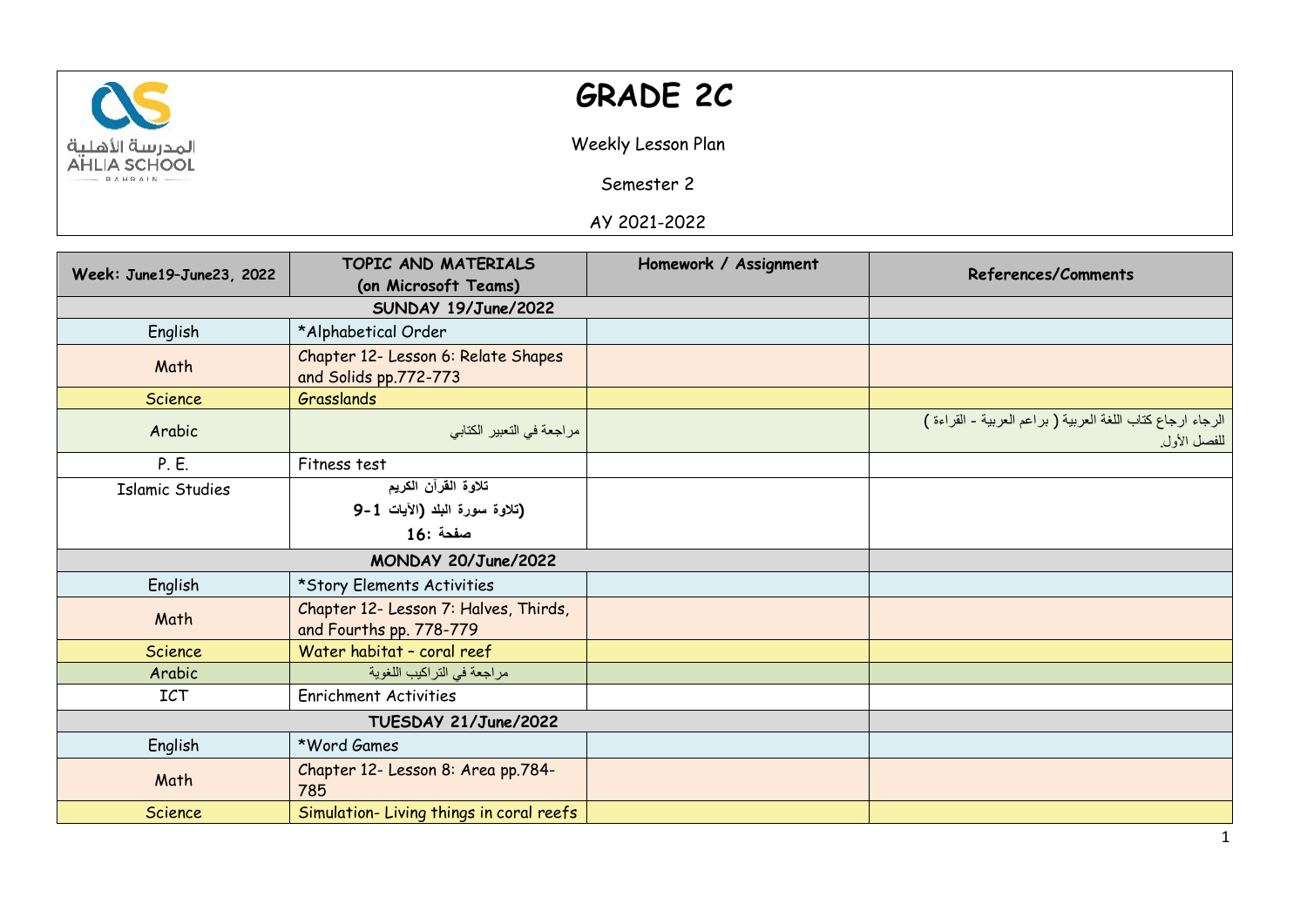# GRADE 2C

Weekly Lesson Plan

Semester 2

AY 2021-2022

| Week: June19–June23, 2022 | TOPIC AND MATERIALS (on Microsoft Teams) | Homework / Assignment | References/Comments |
|---|---|---|---|
| SUNDAY 19/June/2022 | | | |
| English | *Alphabetical Order | | |
| Math | Chapter 12- Lesson 6: Relate Shapes and Solids pp.772-773 | | |
| Science | Grasslands | | |
| Arabic | مراجعة في التعبير الكتابي | | الرجاء ارجاع كتاب اللغة العربية ( براعم العربية - القراءة ) للفصل الأول. |
| P. E. | Fitness test | | |
| Islamic Studies | تلاوة القرآن الكريم (تلاوة سورة البلد (الآيات 1-9 صفحة :16 | | |
| MONDAY 20/June/2022 | | | |
| English | *Story Elements Activities | | |
| Math | Chapter 12- Lesson 7: Halves, Thirds, and Fourths pp. 778-779 | | |
| Science | Water habitat – coral reef | | |
| Arabic | مراجعة في التراكيب اللغوية | | |
| ICT | Enrichment Activities | | |
| TUESDAY 21/June/2022 | | | |
| English | *Word Games | | |
| Math | Chapter 12- Lesson 8: Area pp.784-785 | | |
| Science | Simulation- Living things in coral reefs | | |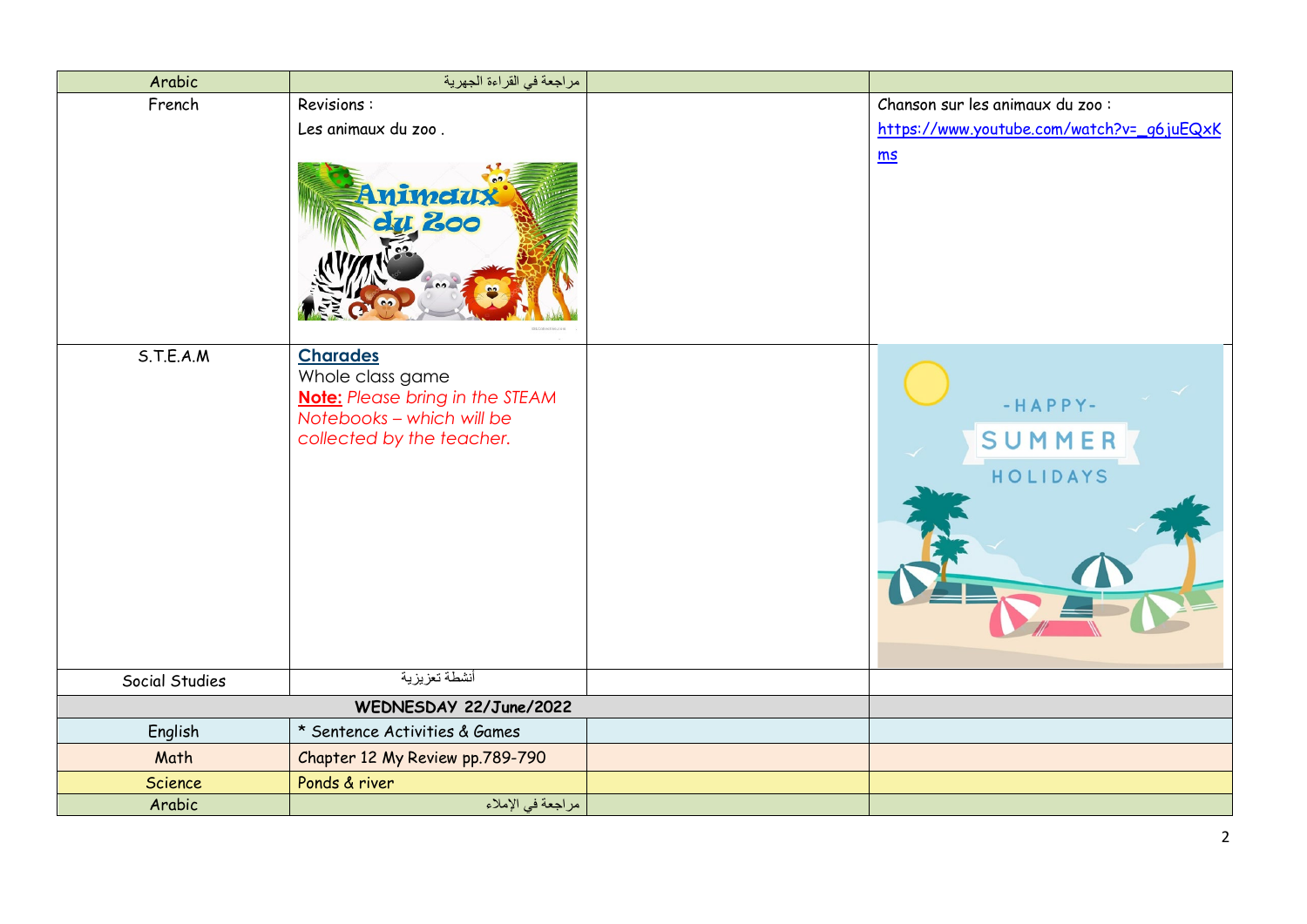| Arabic | مراجعة في القراءة الجهرية | | |
|---|---|---|---|
| French | Revisions :<br>Les animaux du zoo . | | Chanson sur les animaux du zoo :<br>https://www.youtube.com/watch?v=_g6juEQxKms |
| S.T.E.A.M | **Charades**<br>Whole class game<br>**Note:** *Please bring in the STEAM Notebooks – which will be collected by the teacher.* | | |
| Social Studies | أنشطة تعزيزية | | |
| **WEDNESDAY 22/June/2022** | | | |
| English | * Sentence Activities & Games | | |
| Math | Chapter 12 My Review pp.789-790 | | |
| Science | Ponds & river | | |
| Arabic | مراجعة في الإملاء | | |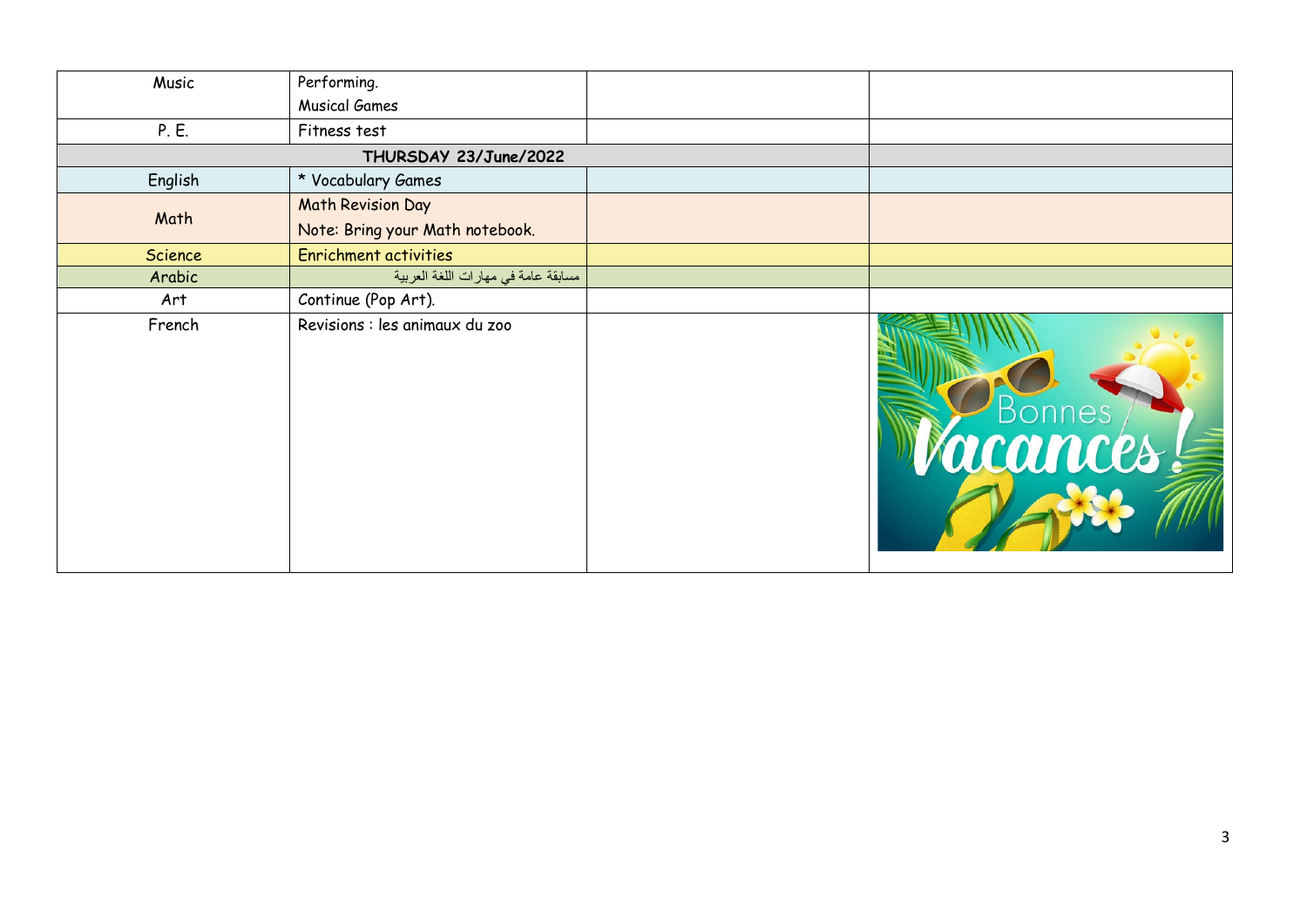| | | | |
|---|---|---|---|
| Music | Performing.<br>Musical Games | | |
| P. E. | Fitness test | | |
| **THURSDAY 23/June/2022** | | | |
| English | * Vocabulary Games | | |
| Math | Math Revision Day<br>Note: Bring your Math notebook. | | |
| Science | Enrichment activities | | |
| Arabic | مسابقة عامة في مهارات اللغة العربية | | |
| Art | Continue (Pop Art). | | |
| French | Revisions : les animaux du zoo | | |